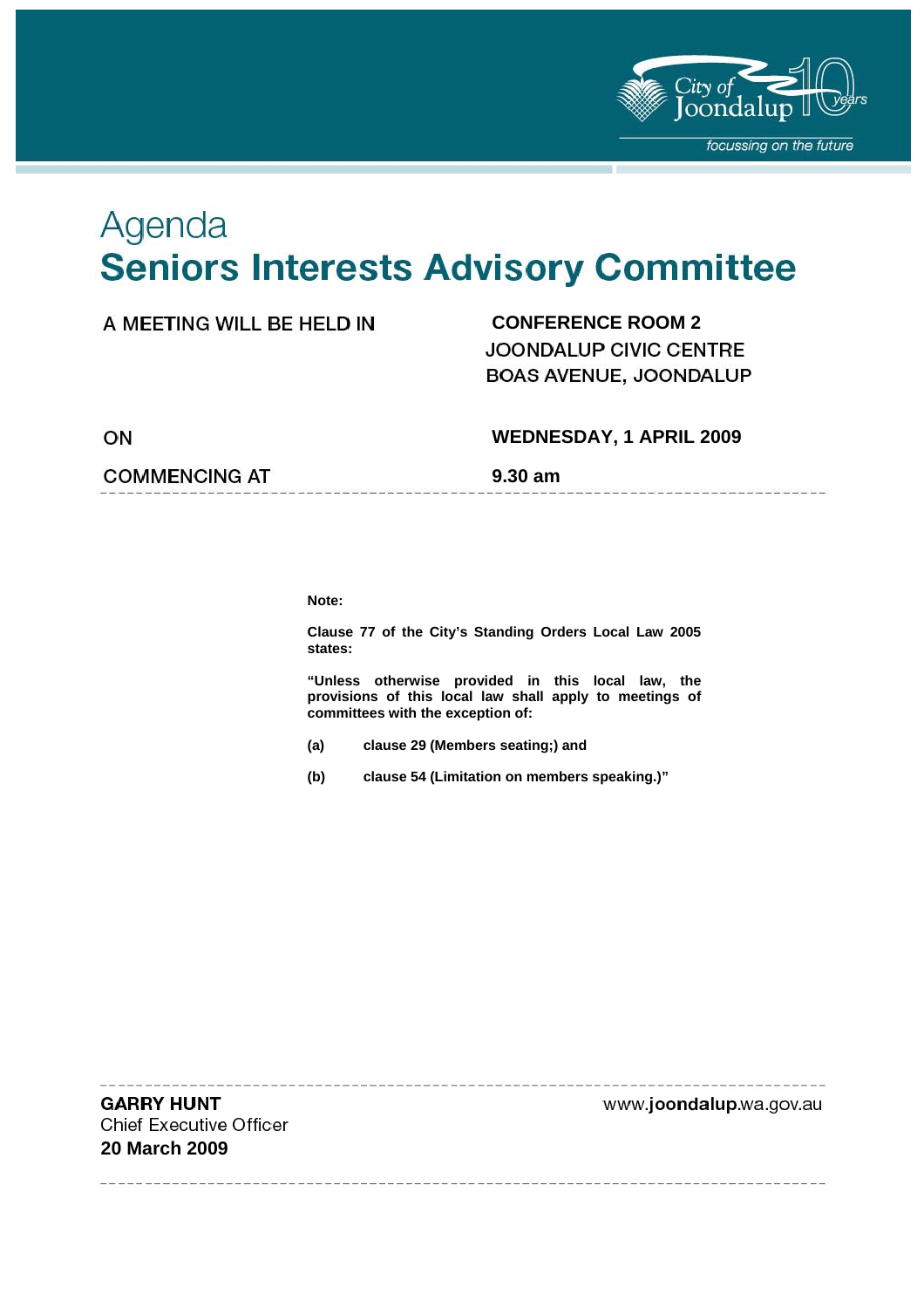# Agenda

# Seniors Interests Advisory Committee

| | |
|---|---|
| A MEETING WILL BE HELD IN | **CONFERENCE ROOM 2**<br>JOONDALUP CIVIC CENTRE<br>BOAS AVENUE, JOONDALUP |
| ON | **WEDNESDAY, 1 APRIL 2009** |
| COMMENCING AT | **9.30 am** |

**Note:**

**Clause 77 of the City's Standing Orders Local Law 2005 states:**

**"Unless otherwise provided in this local law, the provisions of this local law shall apply to meetings of committees with the exception of:**

**(a) clause 29 (Members seating;) and**

**(b) clause 54 (Limitation on members speaking.)"**

**GARRY HUNT**
Chief Executive Officer
**20 March 2009**

www.joondalup.wa.gov.au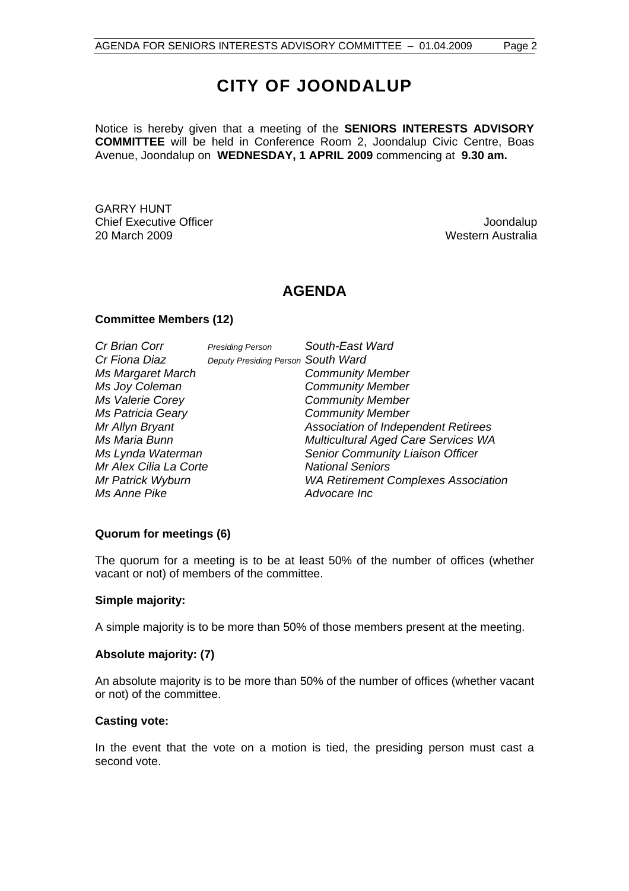# CITY OF JOONDALUP

Notice is hereby given that a meeting of the **SENIORS INTERESTS ADVISORY COMMITTEE** will be held in Conference Room 2, Joondalup Civic Centre, Boas Avenue, Joondalup on **WEDNESDAY, 1 APRIL 2009** commencing at **9.30 am.**

GARRY HUNT
Chief Executive Officer
20 March 2009

Joondalup
Western Australia

## AGENDA

**Committee Members (12)**

| | | |
|---|---|---|
| *Cr Brian Corr* | *Presiding Person* | *South-East Ward* |
| *Cr Fiona Diaz* | *Deputy Presiding Person* | *South Ward* |
| *Ms Margaret March* | | *Community Member* |
| *Ms Joy Coleman* | | *Community Member* |
| *Ms Valerie Corey* | | *Community Member* |
| *Ms Patricia Geary* | | *Community Member* |
| *Mr Allyn Bryant* | | *Association of Independent Retirees* |
| *Ms Maria Bunn* | | *Multicultural Aged Care Services WA* |
| *Ms Lynda Waterman* | | *Senior Community Liaison Officer* |
| *Mr Alex Cilia La Corte* | | *National Seniors* |
| *Mr Patrick Wyburn* | | *WA Retirement Complexes Association* |
| *Ms Anne Pike* | | *Advocare Inc* |

**Quorum for meetings (6)**

The quorum for a meeting is to be at least 50% of the number of offices (whether vacant or not) of members of the committee.

**Simple majority:**

A simple majority is to be more than 50% of those members present at the meeting.

**Absolute majority: (7)**

An absolute majority is to be more than 50% of the number of offices (whether vacant or not) of the committee.

**Casting vote:**

In the event that the vote on a motion is tied, the presiding person must cast a second vote.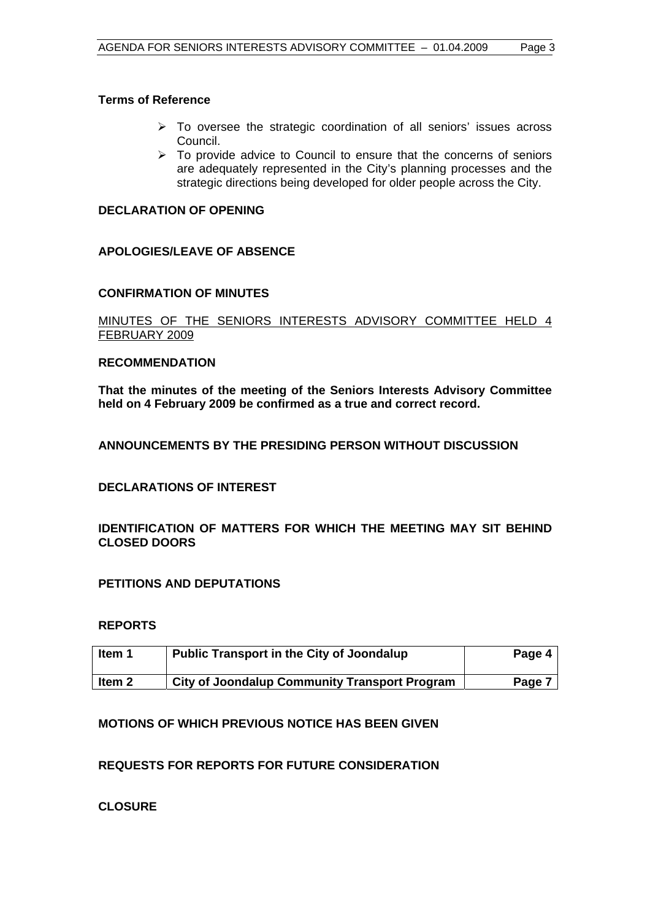**Terms of Reference**

- To oversee the strategic coordination of all seniors' issues across Council.
- To provide advice to Council to ensure that the concerns of seniors are adequately represented in the City's planning processes and the strategic directions being developed for older people across the City.

**DECLARATION OF OPENING**

**APOLOGIES/LEAVE OF ABSENCE**

**CONFIRMATION OF MINUTES**

MINUTES OF THE SENIORS INTERESTS ADVISORY COMMITTEE HELD 4 FEBRUARY 2009

**RECOMMENDATION**

**That the minutes of the meeting of the Seniors Interests Advisory Committee held on 4 February 2009 be confirmed as a true and correct record.**

**ANNOUNCEMENTS BY THE PRESIDING PERSON WITHOUT DISCUSSION**

**DECLARATIONS OF INTEREST**

**IDENTIFICATION OF MATTERS FOR WHICH THE MEETING MAY SIT BEHIND CLOSED DOORS**

**PETITIONS AND DEPUTATIONS**

**REPORTS**

| Item | Title | Page |
|---|---|---|
| **Item 1** | **Public Transport in the City of Joondalup** | **Page 4** |
| **Item 2** | **City of Joondalup Community Transport Program** | **Page 7** |

**MOTIONS OF WHICH PREVIOUS NOTICE HAS BEEN GIVEN**

**REQUESTS FOR REPORTS FOR FUTURE CONSIDERATION**

**CLOSURE**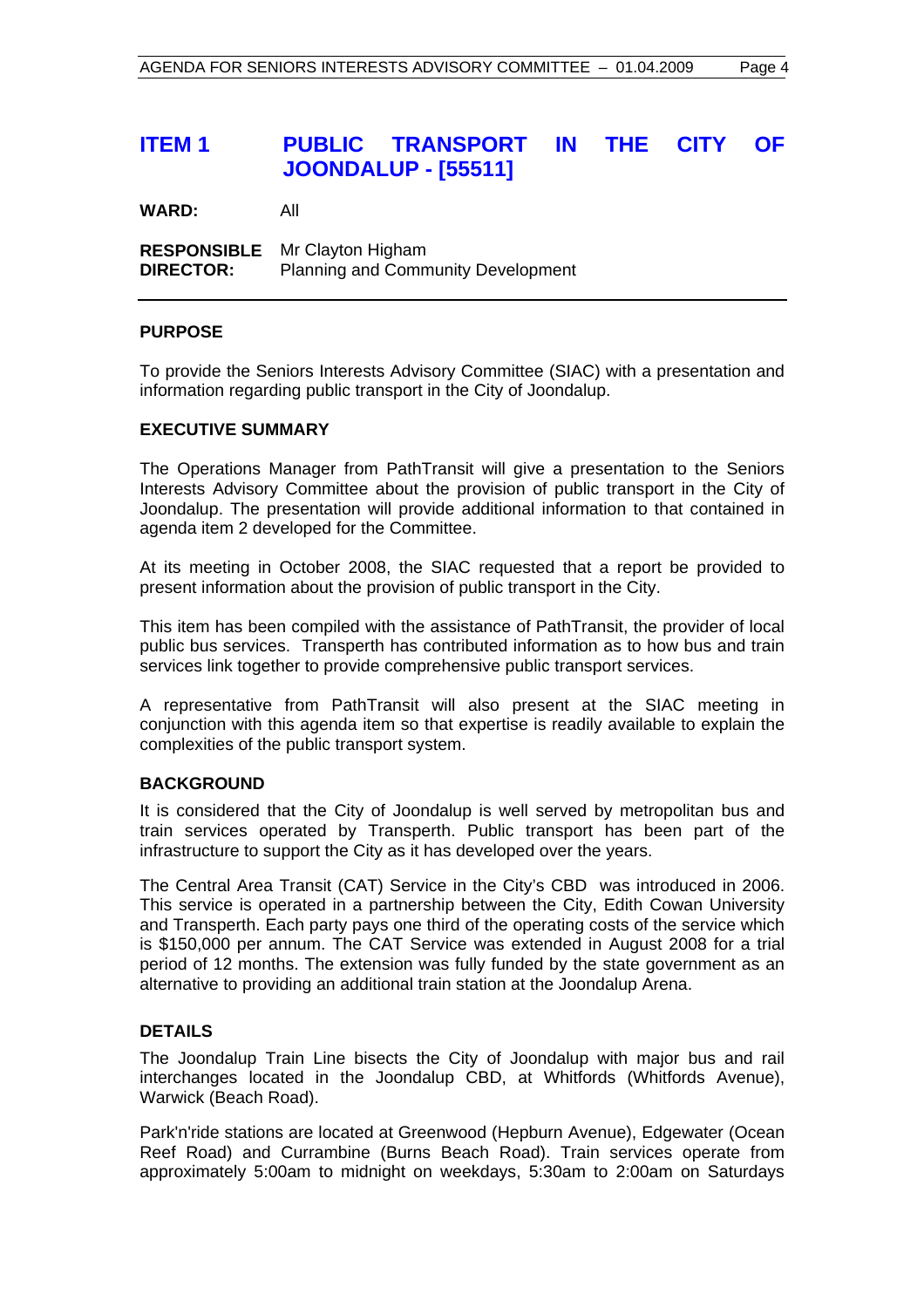# ITEM 1 PUBLIC TRANSPORT IN THE CITY OF JOONDALUP - [55511]

**WARD:** All

**RESPONSIBLE DIRECTOR:** Mr Clayton Higham
Planning and Community Development

---

## PURPOSE

To provide the Seniors Interests Advisory Committee (SIAC) with a presentation and information regarding public transport in the City of Joondalup.

## EXECUTIVE SUMMARY

The Operations Manager from PathTransit will give a presentation to the Seniors Interests Advisory Committee about the provision of public transport in the City of Joondalup. The presentation will provide additional information to that contained in agenda item 2 developed for the Committee.

At its meeting in October 2008, the SIAC requested that a report be provided to present information about the provision of public transport in the City.

This item has been compiled with the assistance of PathTransit, the provider of local public bus services. Transperth has contributed information as to how bus and train services link together to provide comprehensive public transport services.

A representative from PathTransit will also present at the SIAC meeting in conjunction with this agenda item so that expertise is readily available to explain the complexities of the public transport system.

## BACKGROUND

It is considered that the City of Joondalup is well served by metropolitan bus and train services operated by Transperth. Public transport has been part of the infrastructure to support the City as it has developed over the years.

The Central Area Transit (CAT) Service in the City's CBD was introduced in 2006. This service is operated in a partnership between the City, Edith Cowan University and Transperth. Each party pays one third of the operating costs of the service which is $150,000 per annum. The CAT Service was extended in August 2008 for a trial period of 12 months. The extension was fully funded by the state government as an alternative to providing an additional train station at the Joondalup Arena.

## DETAILS

The Joondalup Train Line bisects the City of Joondalup with major bus and rail interchanges located in the Joondalup CBD, at Whitfords (Whitfords Avenue), Warwick (Beach Road).

Park'n'ride stations are located at Greenwood (Hepburn Avenue), Edgewater (Ocean Reef Road) and Currambine (Burns Beach Road). Train services operate from approximately 5:00am to midnight on weekdays, 5:30am to 2:00am on Saturdays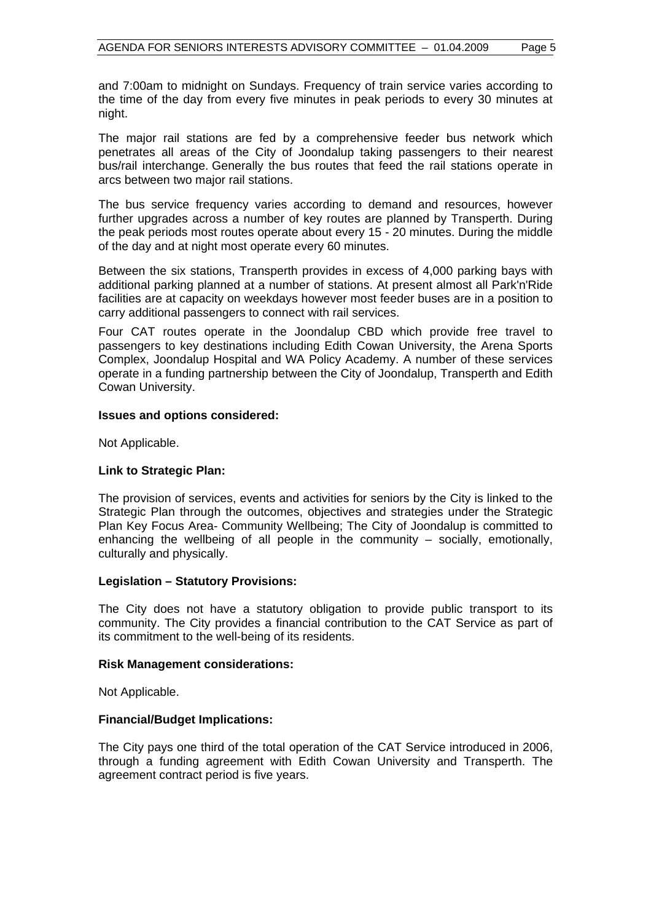and 7:00am to midnight on Sundays. Frequency of train service varies according to the time of the day from every five minutes in peak periods to every 30 minutes at night.

The major rail stations are fed by a comprehensive feeder bus network which penetrates all areas of the City of Joondalup taking passengers to their nearest bus/rail interchange. Generally the bus routes that feed the rail stations operate in arcs between two major rail stations.

The bus service frequency varies according to demand and resources, however further upgrades across a number of key routes are planned by Transperth. During the peak periods most routes operate about every 15 - 20 minutes. During the middle of the day and at night most operate every 60 minutes.

Between the six stations, Transperth provides in excess of 4,000 parking bays with additional parking planned at a number of stations. At present almost all Park'n'Ride facilities are at capacity on weekdays however most feeder buses are in a position to carry additional passengers to connect with rail services.

Four CAT routes operate in the Joondalup CBD which provide free travel to passengers to key destinations including Edith Cowan University, the Arena Sports Complex, Joondalup Hospital and WA Policy Academy. A number of these services operate in a funding partnership between the City of Joondalup, Transperth and Edith Cowan University.

**Issues and options considered:**

Not Applicable.

**Link to Strategic Plan:**

The provision of services, events and activities for seniors by the City is linked to the Strategic Plan through the outcomes, objectives and strategies under the Strategic Plan Key Focus Area- Community Wellbeing; The City of Joondalup is committed to enhancing the wellbeing of all people in the community – socially, emotionally, culturally and physically.

**Legislation – Statutory Provisions:**

The City does not have a statutory obligation to provide public transport to its community. The City provides a financial contribution to the CAT Service as part of its commitment to the well-being of its residents.

**Risk Management considerations:**

Not Applicable.

**Financial/Budget Implications:**

The City pays one third of the total operation of the CAT Service introduced in 2006, through a funding agreement with Edith Cowan University and Transperth. The agreement contract period is five years.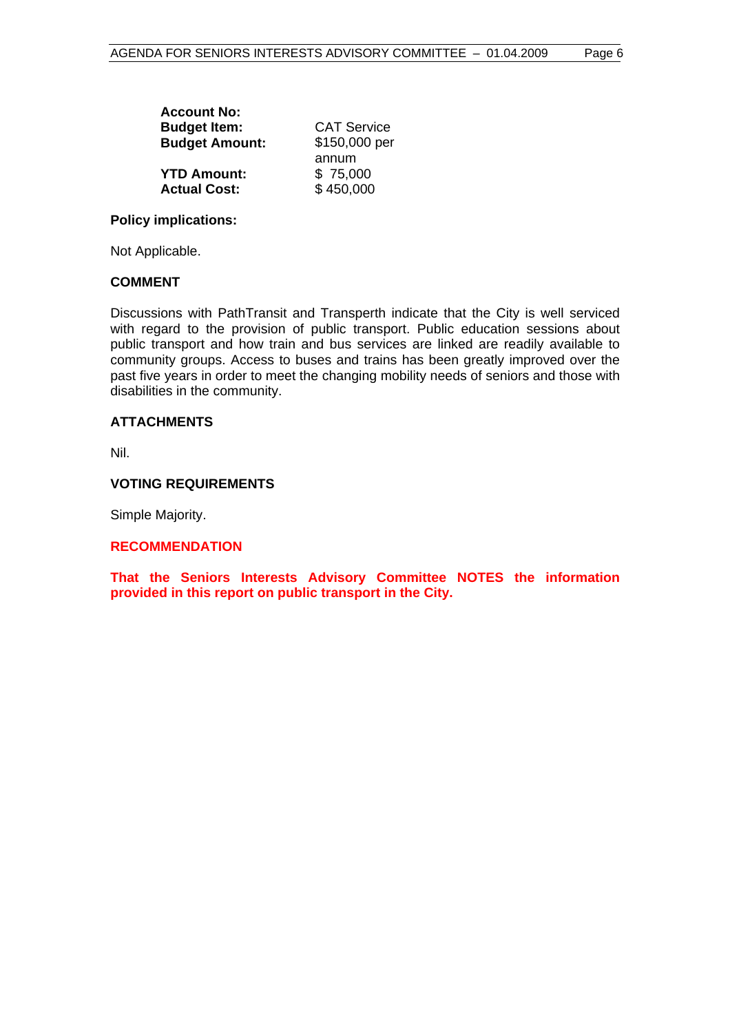| | |
|---|---|
| **Account No:** | |
| **Budget Item:** | CAT Service |
| **Budget Amount:** | $150,000 per annum |
| **YTD Amount:** | $ 75,000 |
| **Actual Cost:** | $ 450,000 |

**Policy implications:**

Not Applicable.

**COMMENT**

Discussions with PathTransit and Transperth indicate that the City is well serviced with regard to the provision of public transport. Public education sessions about public transport and how train and bus services are linked are readily available to community groups. Access to buses and trains has been greatly improved over the past five years in order to meet the changing mobility needs of seniors and those with disabilities in the community.

**ATTACHMENTS**

Nil.

**VOTING REQUIREMENTS**

Simple Majority.

**RECOMMENDATION**

**That the Seniors Interests Advisory Committee NOTES the information provided in this report on public transport in the City.**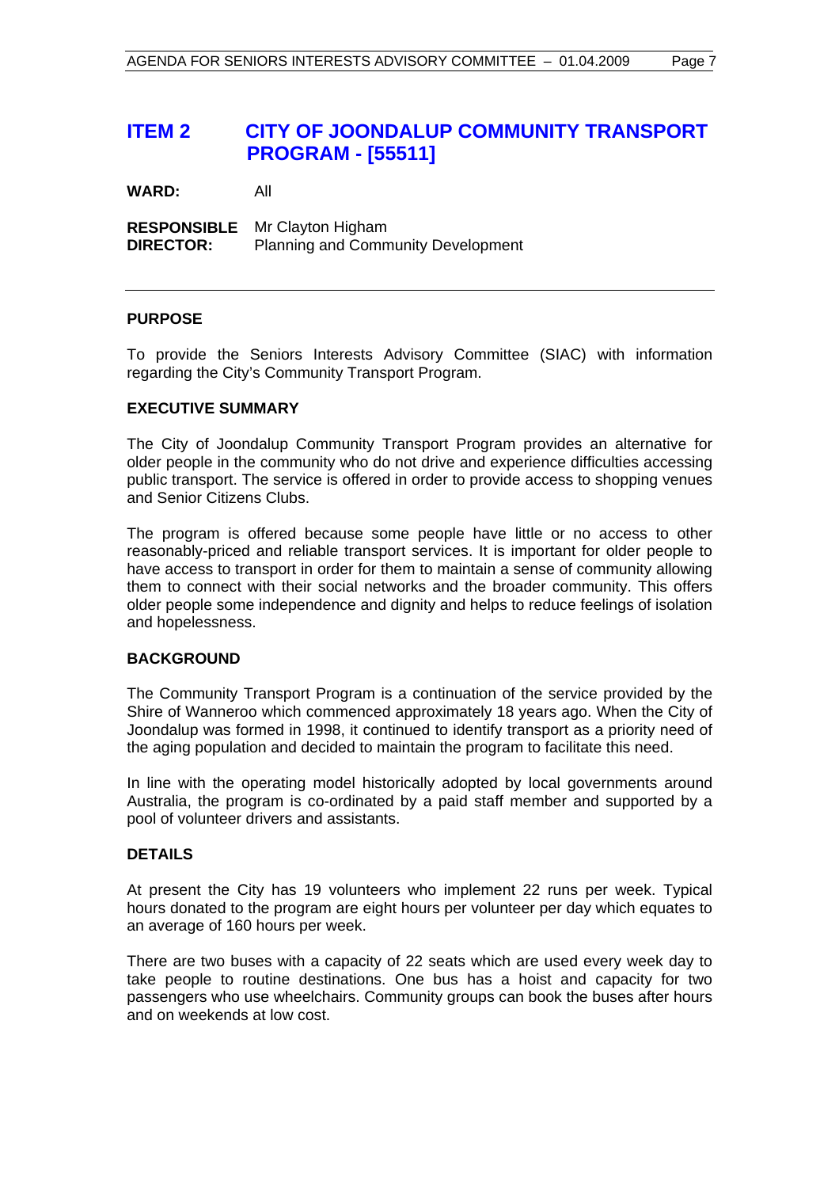# ITEM 2 CITY OF JOONDALUP COMMUNITY TRANSPORT PROGRAM - [55511]

**WARD:** All

**RESPONSIBLE DIRECTOR:** Mr Clayton Higham
Planning and Community Development

---

## PURPOSE

To provide the Seniors Interests Advisory Committee (SIAC) with information regarding the City's Community Transport Program.

## EXECUTIVE SUMMARY

The City of Joondalup Community Transport Program provides an alternative for older people in the community who do not drive and experience difficulties accessing public transport. The service is offered in order to provide access to shopping venues and Senior Citizens Clubs.

The program is offered because some people have little or no access to other reasonably-priced and reliable transport services. It is important for older people to have access to transport in order for them to maintain a sense of community allowing them to connect with their social networks and the broader community. This offers older people some independence and dignity and helps to reduce feelings of isolation and hopelessness.

## BACKGROUND

The Community Transport Program is a continuation of the service provided by the Shire of Wanneroo which commenced approximately 18 years ago. When the City of Joondalup was formed in 1998, it continued to identify transport as a priority need of the aging population and decided to maintain the program to facilitate this need.

In line with the operating model historically adopted by local governments around Australia, the program is co-ordinated by a paid staff member and supported by a pool of volunteer drivers and assistants.

## DETAILS

At present the City has 19 volunteers who implement 22 runs per week. Typical hours donated to the program are eight hours per volunteer per day which equates to an average of 160 hours per week.

There are two buses with a capacity of 22 seats which are used every week day to take people to routine destinations. One bus has a hoist and capacity for two passengers who use wheelchairs. Community groups can book the buses after hours and on weekends at low cost.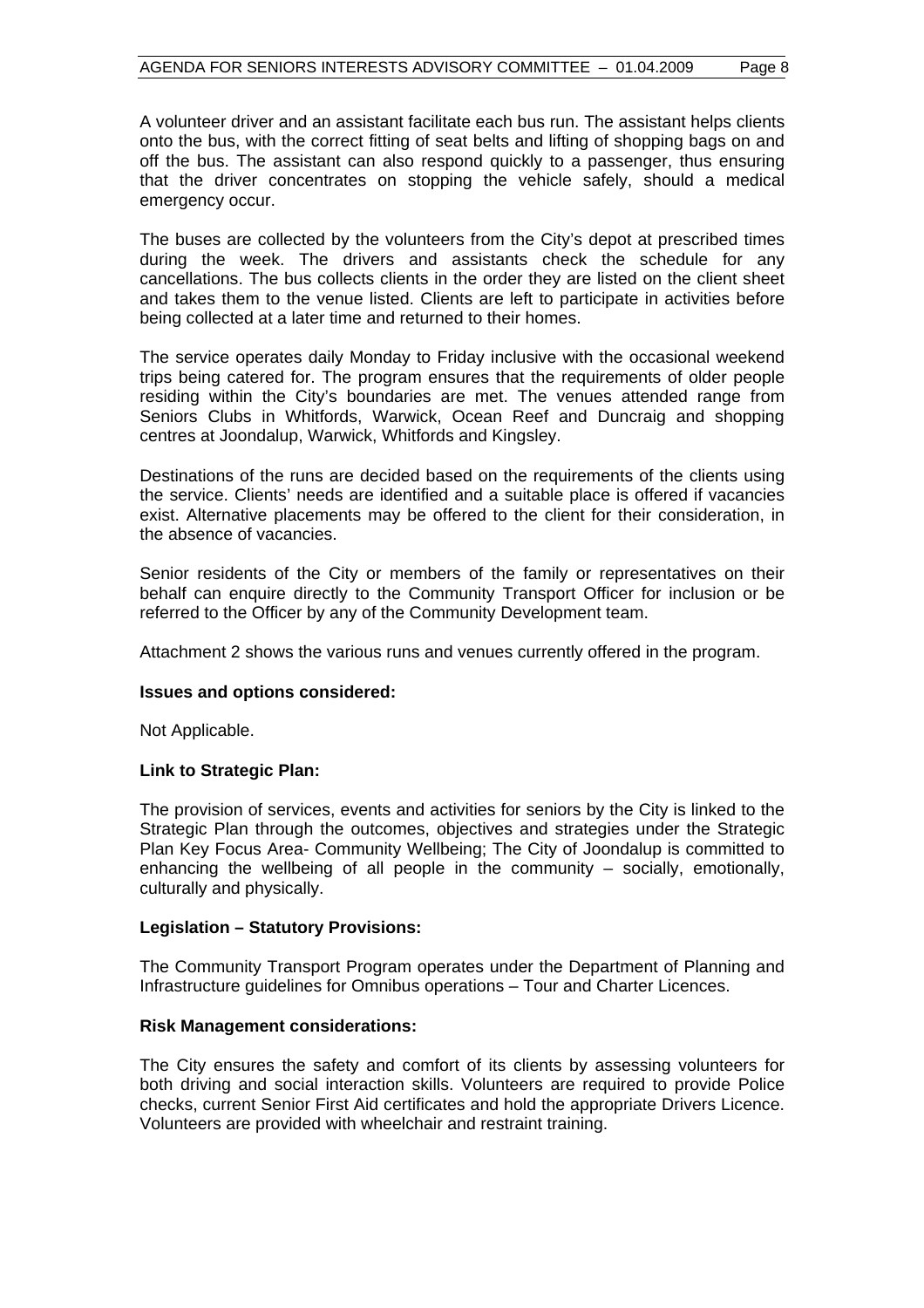A volunteer driver and an assistant facilitate each bus run. The assistant helps clients onto the bus, with the correct fitting of seat belts and lifting of shopping bags on and off the bus. The assistant can also respond quickly to a passenger, thus ensuring that the driver concentrates on stopping the vehicle safely, should a medical emergency occur.

The buses are collected by the volunteers from the City's depot at prescribed times during the week. The drivers and assistants check the schedule for any cancellations. The bus collects clients in the order they are listed on the client sheet and takes them to the venue listed. Clients are left to participate in activities before being collected at a later time and returned to their homes.

The service operates daily Monday to Friday inclusive with the occasional weekend trips being catered for. The program ensures that the requirements of older people residing within the City's boundaries are met. The venues attended range from Seniors Clubs in Whitfords, Warwick, Ocean Reef and Duncraig and shopping centres at Joondalup, Warwick, Whitfords and Kingsley.

Destinations of the runs are decided based on the requirements of the clients using the service. Clients' needs are identified and a suitable place is offered if vacancies exist. Alternative placements may be offered to the client for their consideration, in the absence of vacancies.

Senior residents of the City or members of the family or representatives on their behalf can enquire directly to the Community Transport Officer for inclusion or be referred to the Officer by any of the Community Development team.

Attachment 2 shows the various runs and venues currently offered in the program.

**Issues and options considered:**

Not Applicable.

**Link to Strategic Plan:**

The provision of services, events and activities for seniors by the City is linked to the Strategic Plan through the outcomes, objectives and strategies under the Strategic Plan Key Focus Area- Community Wellbeing; The City of Joondalup is committed to enhancing the wellbeing of all people in the community – socially, emotionally, culturally and physically.

**Legislation – Statutory Provisions:**

The Community Transport Program operates under the Department of Planning and Infrastructure guidelines for Omnibus operations – Tour and Charter Licences.

**Risk Management considerations:**

The City ensures the safety and comfort of its clients by assessing volunteers for both driving and social interaction skills. Volunteers are required to provide Police checks, current Senior First Aid certificates and hold the appropriate Drivers Licence. Volunteers are provided with wheelchair and restraint training.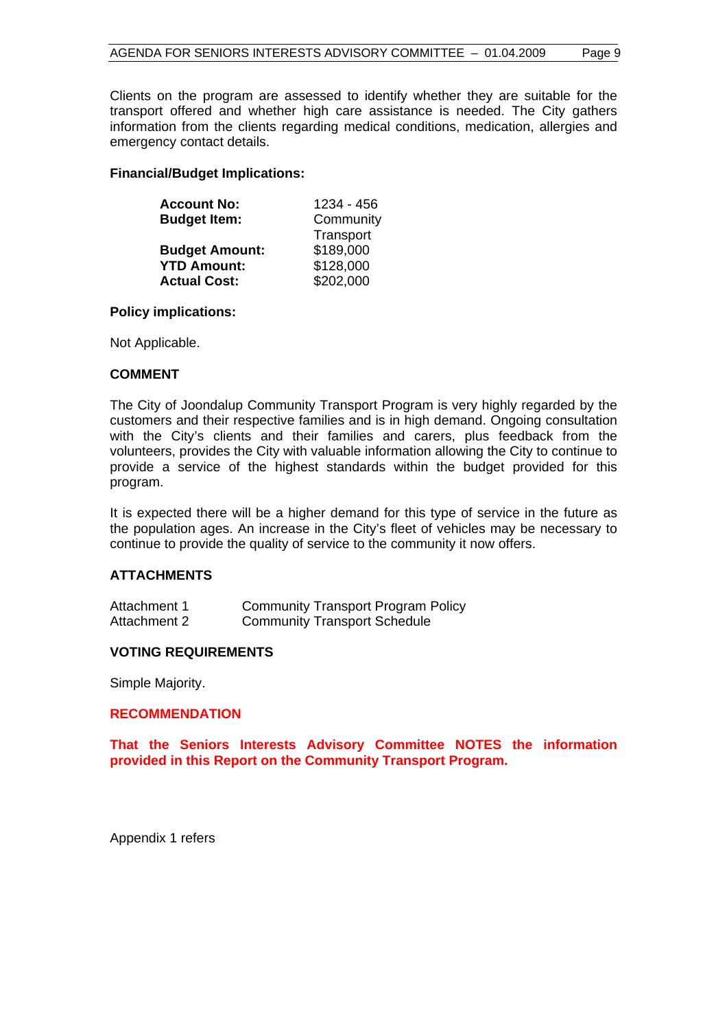Clients on the program are assessed to identify whether they are suitable for the transport offered and whether high care assistance is needed. The City gathers information from the clients regarding medical conditions, medication, allergies and emergency contact details.

**Financial/Budget Implications:**

| | |
|---|---|
| **Account No:** | 1234 - 456 |
| **Budget Item:** | Community Transport |
| **Budget Amount:** | $189,000 |
| **YTD Amount:** | $128,000 |
| **Actual Cost:** | $202,000 |

**Policy implications:**

Not Applicable.

**COMMENT**

The City of Joondalup Community Transport Program is very highly regarded by the customers and their respective families and is in high demand. Ongoing consultation with the City's clients and their families and carers, plus feedback from the volunteers, provides the City with valuable information allowing the City to continue to provide a service of the highest standards within the budget provided for this program.

It is expected there will be a higher demand for this type of service in the future as the population ages. An increase in the City's fleet of vehicles may be necessary to continue to provide the quality of service to the community it now offers.

**ATTACHMENTS**

| | |
|---|---|
| Attachment 1 | Community Transport Program Policy |
| Attachment 2 | Community Transport Schedule |

**VOTING REQUIREMENTS**

Simple Majority.

**RECOMMENDATION**

**That the Seniors Interests Advisory Committee NOTES the information provided in this Report on the Community Transport Program.**

Appendix 1 refers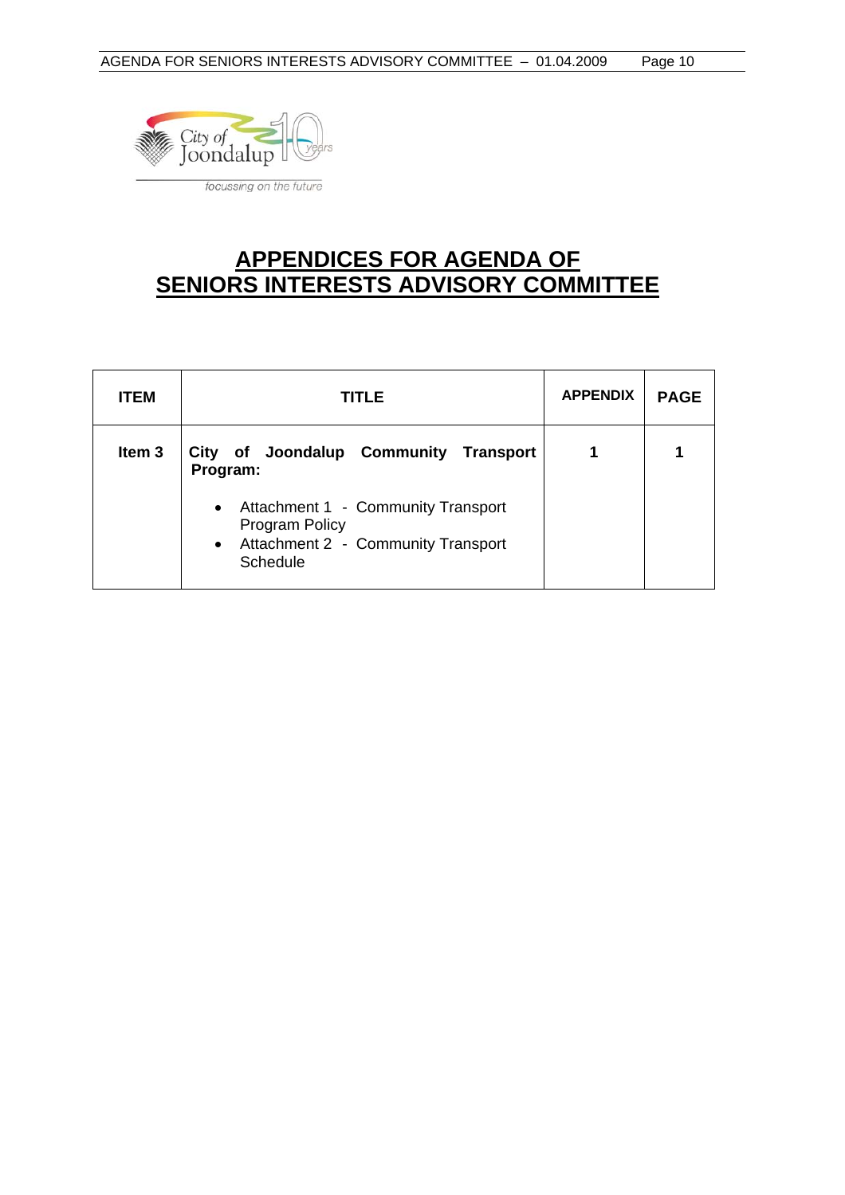City of Joondalup

focussing on the future

# APPENDICES FOR AGENDA OF SENIORS INTERESTS ADVISORY COMMITTEE

| ITEM | TITLE | APPENDIX | PAGE |
|---|---|---|---|
| Item 3 | **City of Joondalup Community Transport Program:**<br>• Attachment 1 - Community Transport Program Policy<br>• Attachment 2 - Community Transport Schedule | 1 | 1 |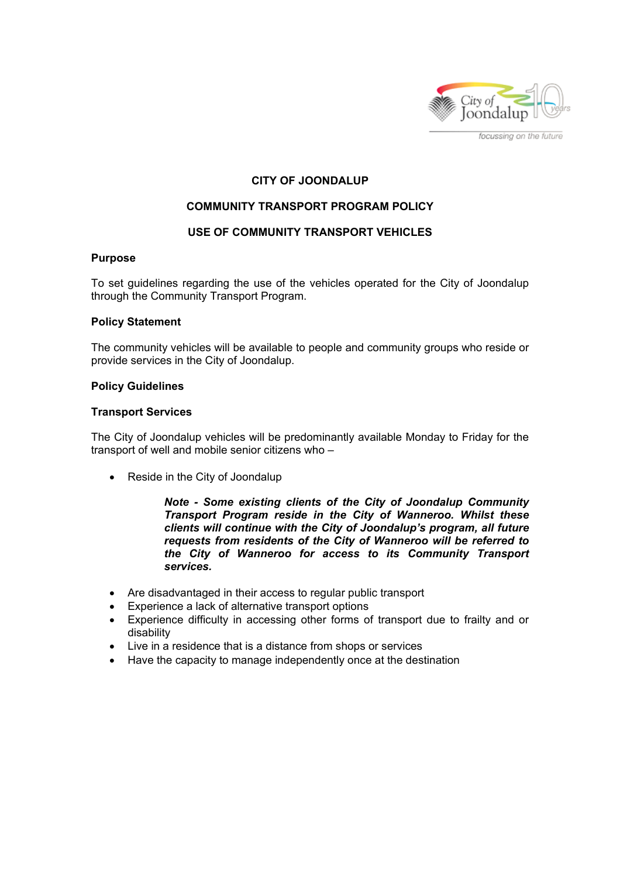**CITY OF JOONDALUP**

**COMMUNITY TRANSPORT PROGRAM POLICY**

**USE OF COMMUNITY TRANSPORT VEHICLES**

**Purpose**

To set guidelines regarding the use of the vehicles operated for the City of Joondalup through the Community Transport Program.

**Policy Statement**

The community vehicles will be available to people and community groups who reside or provide services in the City of Joondalup.

**Policy Guidelines**

**Transport Services**

The City of Joondalup vehicles will be predominantly available Monday to Friday for the transport of well and mobile senior citizens who –

- Reside in the City of Joondalup

  > ***Note - Some existing clients of the City of Joondalup Community Transport Program reside in the City of Wanneroo. Whilst these clients will continue with the City of Joondalup's program, all future requests from residents of the City of Wanneroo will be referred to the City of Wanneroo for access to its Community Transport services.***

- Are disadvantaged in their access to regular public transport
- Experience a lack of alternative transport options
- Experience difficulty in accessing other forms of transport due to frailty and or disability
- Live in a residence that is a distance from shops or services
- Have the capacity to manage independently once at the destination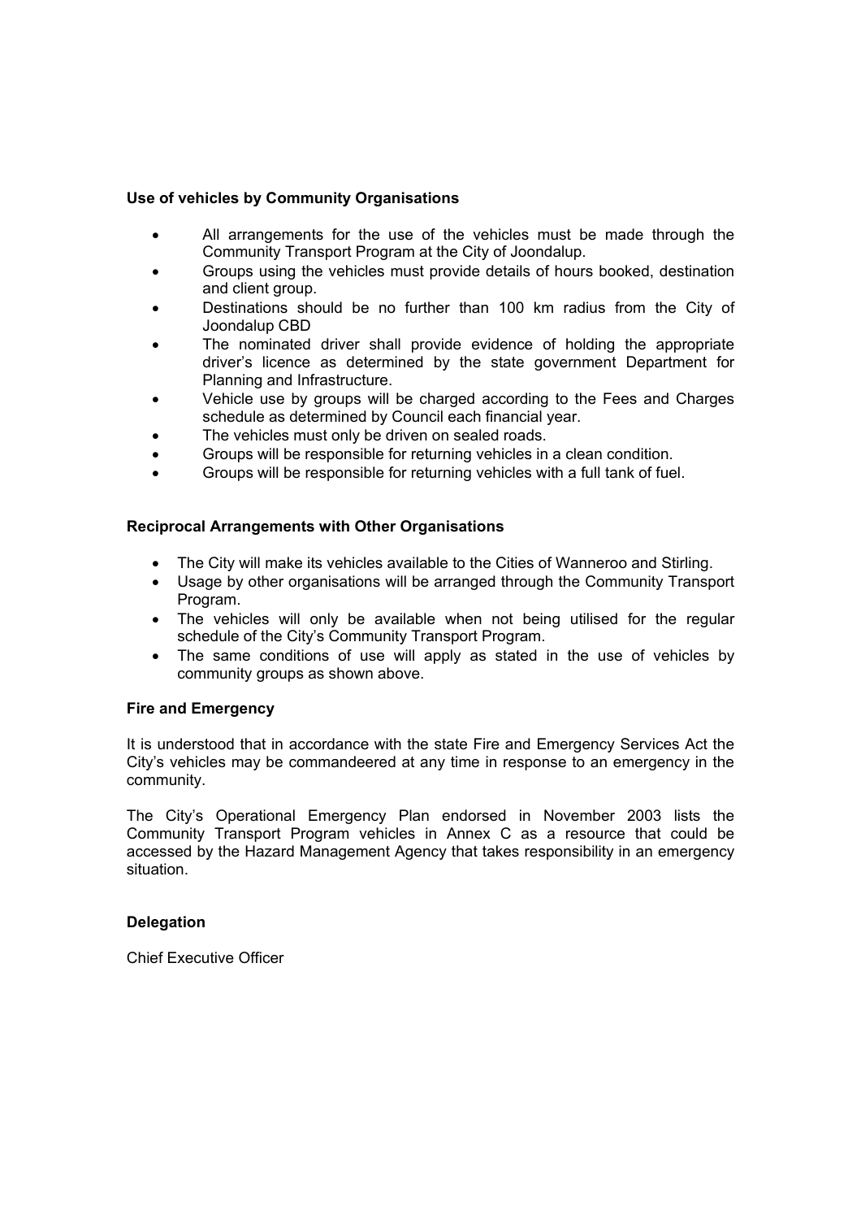**Use of vehicles by Community Organisations**

- All arrangements for the use of the vehicles must be made through the Community Transport Program at the City of Joondalup.
- Groups using the vehicles must provide details of hours booked, destination and client group.
- Destinations should be no further than 100 km radius from the City of Joondalup CBD
- The nominated driver shall provide evidence of holding the appropriate driver's licence as determined by the state government Department for Planning and Infrastructure.
- Vehicle use by groups will be charged according to the Fees and Charges schedule as determined by Council each financial year.
- The vehicles must only be driven on sealed roads.
- Groups will be responsible for returning vehicles in a clean condition.
- Groups will be responsible for returning vehicles with a full tank of fuel.

**Reciprocal Arrangements with Other Organisations**

- The City will make its vehicles available to the Cities of Wanneroo and Stirling.
- Usage by other organisations will be arranged through the Community Transport Program.
- The vehicles will only be available when not being utilised for the regular schedule of the City's Community Transport Program.
- The same conditions of use will apply as stated in the use of vehicles by community groups as shown above.

**Fire and Emergency**

It is understood that in accordance with the state Fire and Emergency Services Act the City's vehicles may be commandeered at any time in response to an emergency in the community.

The City's Operational Emergency Plan endorsed in November 2003 lists the Community Transport Program vehicles in Annex C as a resource that could be accessed by the Hazard Management Agency that takes responsibility in an emergency situation.

**Delegation**

Chief Executive Officer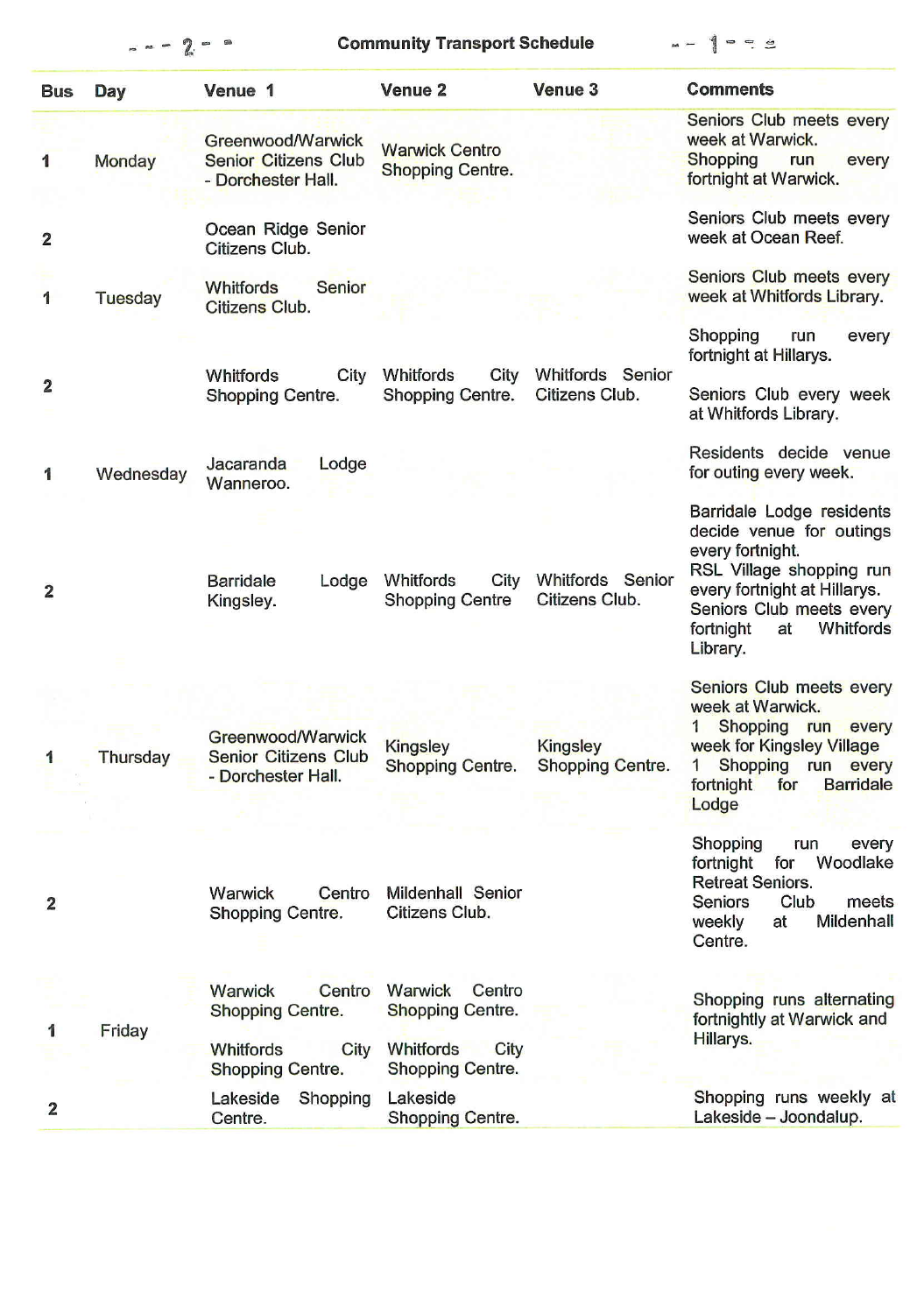# Community Transport Schedule

| Bus | Day | Venue 1 | Venue 2 | Venue 3 | Comments |
|---|---|---|---|---|---|
| 1 | Monday | Greenwood/Warwick Senior Citizens Club - Dorchester Hall. | Warwick Centro Shopping Centre. | | Seniors Club meets every week at Warwick. Shopping run every fortnight at Warwick. |
| 2 | | Ocean Ridge Senior Citizens Club. | | | Seniors Club meets every week at Ocean Reef. |
| 1 | Tuesday | Whitfords Senior Citizens Club. | | | Seniors Club meets every week at Whitfords Library. |
| 2 | | Whitfords City Shopping Centre. | Whitfords City Shopping Centre. | Whitfords Senior Citizens Club. | Shopping run every fortnight at Hillarys. Seniors Club every week at Whitfords Library. |
| 1 | Wednesday | Jacaranda Lodge Wanneroo. | | | Residents decide venue for outing every week. |
| 2 | | Barridale Lodge Kingsley. | Whitfords City Shopping Centre | Whitfords Senior Citizens Club. | Barridale Lodge residents decide venue for outings every fortnight. RSL Village shopping run every fortnight at Hillarys. Seniors Club meets every fortnight at Whitfords Library. |
| 1 | Thursday | Greenwood/Warwick Senior Citizens Club - Dorchester Hall. | Kingsley Shopping Centre. | Kingsley Shopping Centre. | Seniors Club meets every week at Warwick. 1 Shopping run every week for Kingsley Village 1 Shopping run every fortnight for Barridale Lodge |
| 2 | | Warwick Centro Shopping Centre. | Mildenhall Senior Citizens Club. | | Shopping run every fortnight for Woodlake Retreat Seniors. Seniors Club meets weekly at Mildenhall Centre. |
| 1 | Friday | Warwick Centro Shopping Centre. Whitfords City Shopping Centre. | Warwick Centro Shopping Centre. Whitfords City Shopping Centre. | | Shopping runs alternating fortnightly at Warwick and Hillarys. |
| 2 | | Lakeside Shopping Centre. | Lakeside Shopping Centre. | | Shopping runs weekly at Lakeside – Joondalup. |